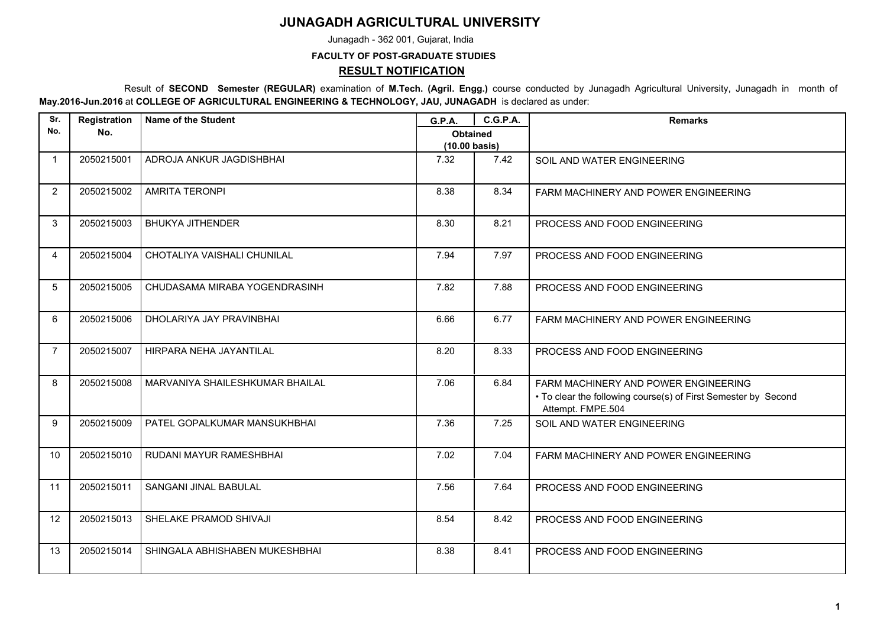# JUNAGADH AGRICULTURAL UNIVERSITY

Junagadh - 362 001, Gujarat, India

**FACULTY OF POST-GRADUATE STUDIES**

## RESULT NOTIFICATION

Result of **SECOND Semester (REGULAR)** examination of **M.Tech. (Agril. Engg.)** course conducted by Junagadh Agricultural University, Junagadh in month of **May.2016-Jun.2016** at **COLLEGE OF AGRICULTURAL ENGINEERING & TECHNOLOGY, JAU, JUNAGADH** is declared as under:

| Sr. No. | Registration No. | Name of the Student | G.P.A. | C.G.P.A. | Remarks |
|---|---|---|---|---|---|
| | | | Obtained (10.00 basis) | | |
| 1 | 2050215001 | ADROJA ANKUR JAGDISHBHAI | 7.32 | 7.42 | SOIL AND WATER ENGINEERING |
| 2 | 2050215002 | AMRITA TERONPI | 8.38 | 8.34 | FARM MACHINERY AND POWER ENGINEERING |
| 3 | 2050215003 | BHUKYA JITHENDER | 8.30 | 8.21 | PROCESS AND FOOD ENGINEERING |
| 4 | 2050215004 | CHOTALIYA VAISHALI CHUNILAL | 7.94 | 7.97 | PROCESS AND FOOD ENGINEERING |
| 5 | 2050215005 | CHUDASAMA MIRABA YOGENDRASINH | 7.82 | 7.88 | PROCESS AND FOOD ENGINEERING |
| 6 | 2050215006 | DHOLARIYA JAY PRAVINBHAI | 6.66 | 6.77 | FARM MACHINERY AND POWER ENGINEERING |
| 7 | 2050215007 | HIRPARA NEHA JAYANTILAL | 8.20 | 8.33 | PROCESS AND FOOD ENGINEERING |
| 8 | 2050215008 | MARVANIYA SHAILESHKUMAR BHAILAL | 7.06 | 6.84 | FARM MACHINERY AND POWER ENGINEERING • To clear the following course(s) of First Semester by Second Attempt. FMPE.504 |
| 9 | 2050215009 | PATEL GOPALKUMAR MANSUKHBHAI | 7.36 | 7.25 | SOIL AND WATER ENGINEERING |
| 10 | 2050215010 | RUDANI MAYUR RAMESHBHAI | 7.02 | 7.04 | FARM MACHINERY AND POWER ENGINEERING |
| 11 | 2050215011 | SANGANI JINAL BABULAL | 7.56 | 7.64 | PROCESS AND FOOD ENGINEERING |
| 12 | 2050215013 | SHELAKE PRAMOD SHIVAJI | 8.54 | 8.42 | PROCESS AND FOOD ENGINEERING |
| 13 | 2050215014 | SHINGALA ABHISHABEN MUKESHBHAI | 8.38 | 8.41 | PROCESS AND FOOD ENGINEERING |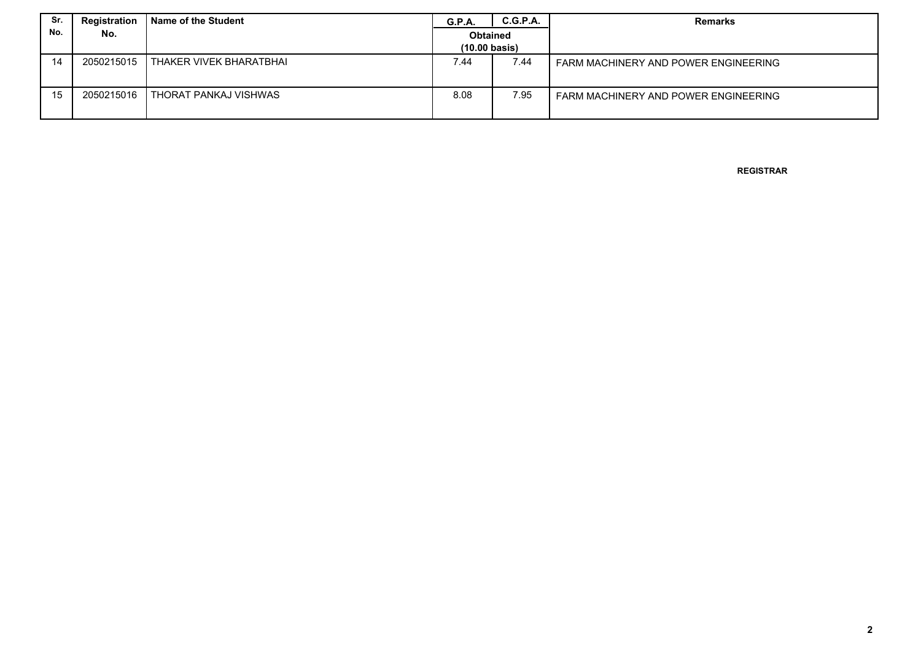| Sr. No. | Registration No. | Name of the Student | G.P.A. | C.G.P.A. | Remarks |
|---|---|---|---|---|---|
| | | | Obtained (10.00 basis) | | |
| 14 | 2050215015 | THAKER VIVEK BHARATBHAI | 7.44 | 7.44 | FARM MACHINERY AND POWER ENGINEERING |
| 15 | 2050215016 | THORAT PANKAJ VISHWAS | 8.08 | 7.95 | FARM MACHINERY AND POWER ENGINEERING |

**REGISTRAR**